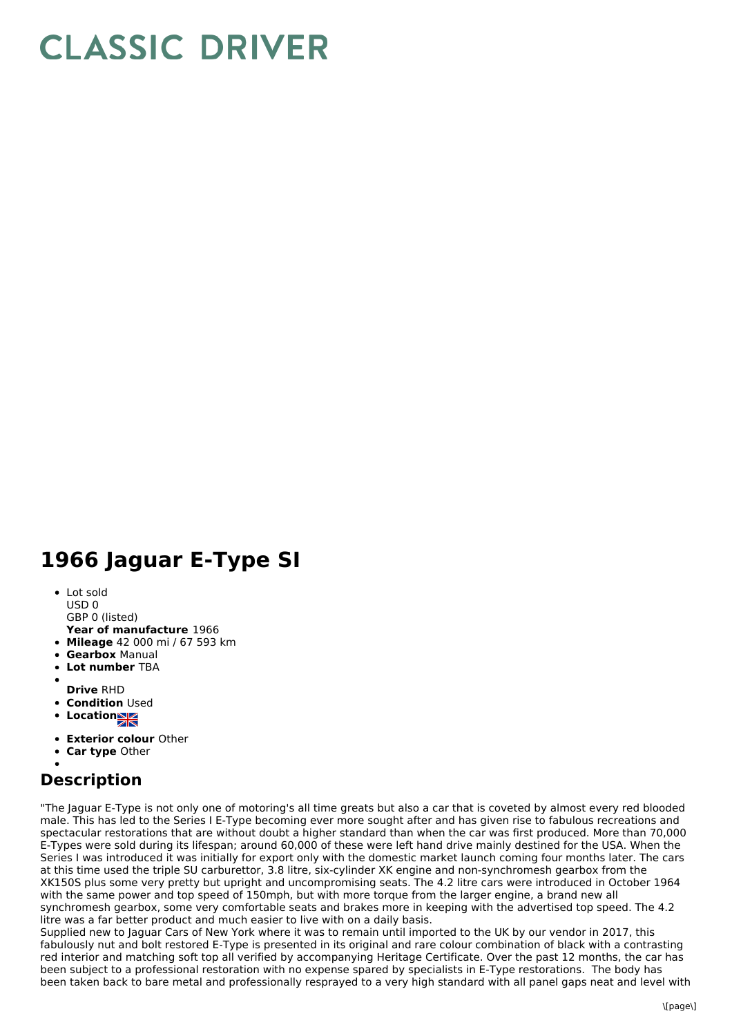# CLASSIC DRIVER

# 1966 Jaguar E-Type SI

- Lot sold
  USD 0
  GBP 0 (listed)
  **Year of manufacture** 1966
- **Mileage** 42 000 mi / 67 593 km
- **Gearbox** Manual
- **Lot number** TBA
- **Drive** RHD
- **Condition** Used
- **Location**
- **Exterior colour** Other
- **Car type** Other

## Description

"The Jaguar E-Type is not only one of motoring's all time greats but also a car that is coveted by almost every red blooded male. This has led to the Series I E-Type becoming ever more sought after and has given rise to fabulous recreations and spectacular restorations that are without doubt a higher standard than when the car was first produced. More than 70,000 E-Types were sold during its lifespan; around 60,000 of these were left hand drive mainly destined for the USA. When the Series I was introduced it was initially for export only with the domestic market launch coming four months later. The cars at this time used the triple SU carburettor, 3.8 litre, six-cylinder XK engine and non-synchromesh gearbox from the XK150S plus some very pretty but upright and uncompromising seats. The 4.2 litre cars were introduced in October 1964 with the same power and top speed of 150mph, but with more torque from the larger engine, a brand new all synchromesh gearbox, some very comfortable seats and brakes more in keeping with the advertised top speed. The 4.2 litre was a far better product and much easier to live with on a daily basis.

Supplied new to Jaguar Cars of New York where it was to remain until imported to the UK by our vendor in 2017, this fabulously nut and bolt restored E-Type is presented in its original and rare colour combination of black with a contrasting red interior and matching soft top all verified by accompanying Heritage Certificate. Over the past 12 months, the car has been subject to a professional restoration with no expense spared by specialists in E-Type restorations. The body has been taken back to bare metal and professionally resprayed to a very high standard with all panel gaps neat and level with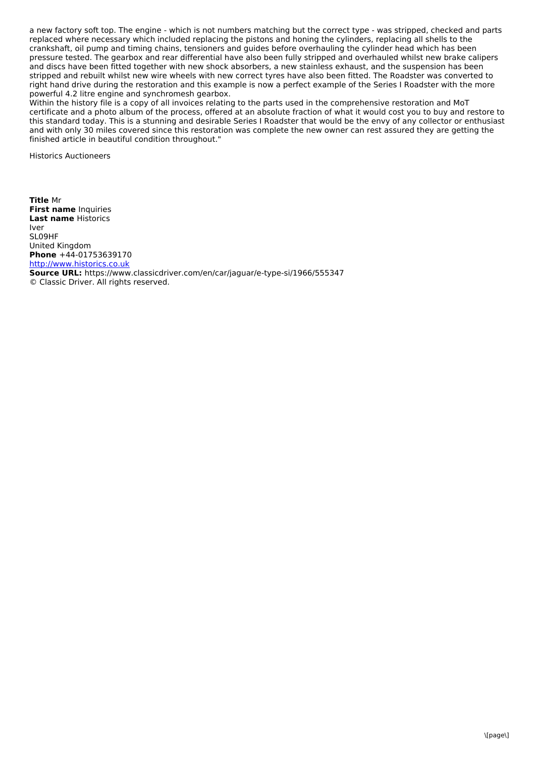a new factory soft top. The engine - which is not numbers matching but the correct type - was stripped, checked and parts replaced where necessary which included replacing the pistons and honing the cylinders, replacing all shells to the crankshaft, oil pump and timing chains, tensioners and guides before overhauling the cylinder head which has been pressure tested. The gearbox and rear differential have also been fully stripped and overhauled whilst new brake calipers and discs have been fitted together with new shock absorbers, a new stainless exhaust, and the suspension has been stripped and rebuilt whilst new wire wheels with new correct tyres have also been fitted. The Roadster was converted to right hand drive during the restoration and this example is now a perfect example of the Series I Roadster with the more powerful 4.2 litre engine and synchromesh gearbox.
Within the history file is a copy of all invoices relating to the parts used in the comprehensive restoration and MoT certificate and a photo album of the process, offered at an absolute fraction of what it would cost you to buy and restore to this standard today. This is a stunning and desirable Series I Roadster that would be the envy of any collector or enthusiast and with only 30 miles covered since this restoration was complete the new owner can rest assured they are getting the finished article in beautiful condition throughout."

Historics Auctioneers

**Title** Mr
**First name** Inquiries
**Last name** Historics
Iver
SL09HF
United Kingdom
**Phone** +44-01753639170
http://www.historics.co.uk
**Source URL:** https://www.classicdriver.com/en/car/jaguar/e-type-si/1966/555347
© Classic Driver. All rights reserved.